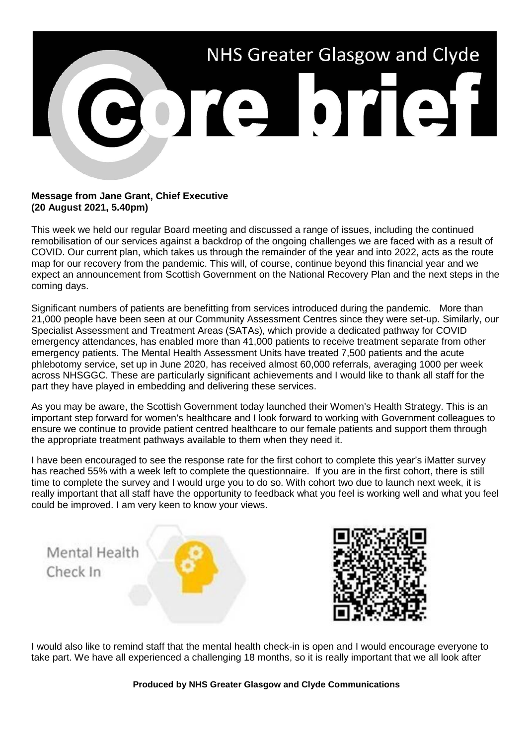# NHS Greater Glasgow and Clyde

# Core brief

**Message from Jane Grant, Chief Executive**
**(20 August 2021, 5.40pm)**

This week we held our regular Board meeting and discussed a range of issues, including the continued remobilisation of our services against a backdrop of the ongoing challenges we are faced with as a result of COVID. Our current plan, which takes us through the remainder of the year and into 2022, acts as the route map for our recovery from the pandemic. This will, of course, continue beyond this financial year and we expect an announcement from Scottish Government on the National Recovery Plan and the next steps in the coming days.

Significant numbers of patients are benefitting from services introduced during the pandemic. More than 21,000 people have been seen at our Community Assessment Centres since they were set-up. Similarly, our Specialist Assessment and Treatment Areas (SATAs), which provide a dedicated pathway for COVID emergency attendances, has enabled more than 41,000 patients to receive treatment separate from other emergency patients. The Mental Health Assessment Units have treated 7,500 patients and the acute phlebotomy service, set up in June 2020, has received almost 60,000 referrals, averaging 1000 per week across NHSGGC. These are particularly significant achievements and I would like to thank all staff for the part they have played in embedding and delivering these services.

As you may be aware, the Scottish Government today launched their Women's Health Strategy. This is an important step forward for women's healthcare and I look forward to working with Government colleagues to ensure we continue to provide patient centred healthcare to our female patients and support them through the appropriate treatment pathways available to them when they need it.

I have been encouraged to see the response rate for the first cohort to complete this year's iMatter survey has reached 55% with a week left to complete the questionnaire. If you are in the first cohort, there is still time to complete the survey and I would urge you to do so. With cohort two due to launch next week, it is really important that all staff have the opportunity to feedback what you feel is working well and what you feel could be improved. I am very keen to know your views.

Mental Health Check In

I would also like to remind staff that the mental health check-in is open and I would encourage everyone to take part. We have all experienced a challenging 18 months, so it is really important that we all look after

**Produced by NHS Greater Glasgow and Clyde Communications**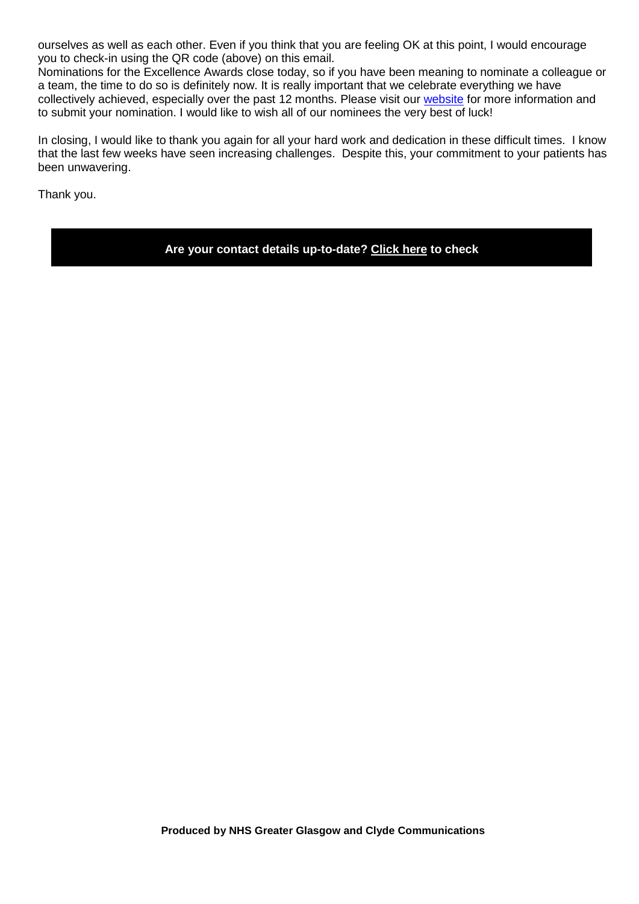ourselves as well as each other. Even if you think that you are feeling OK at this point, I would encourage you to check-in using the QR code (above) on this email.

Nominations for the Excellence Awards close today, so if you have been meaning to nominate a colleague or a team, the time to do so is definitely now. It is really important that we celebrate everything we have collectively achieved, especially over the past 12 months. Please visit our website for more information and to submit your nomination. I would like to wish all of our nominees the very best of luck!

In closing, I would like to thank you again for all your hard work and dedication in these difficult times. I know that the last few weeks have seen increasing challenges. Despite this, your commitment to your patients has been unwavering.

Thank you.

**Are your contact details up-to-date? Click here to check**

**Produced by NHS Greater Glasgow and Clyde Communications**